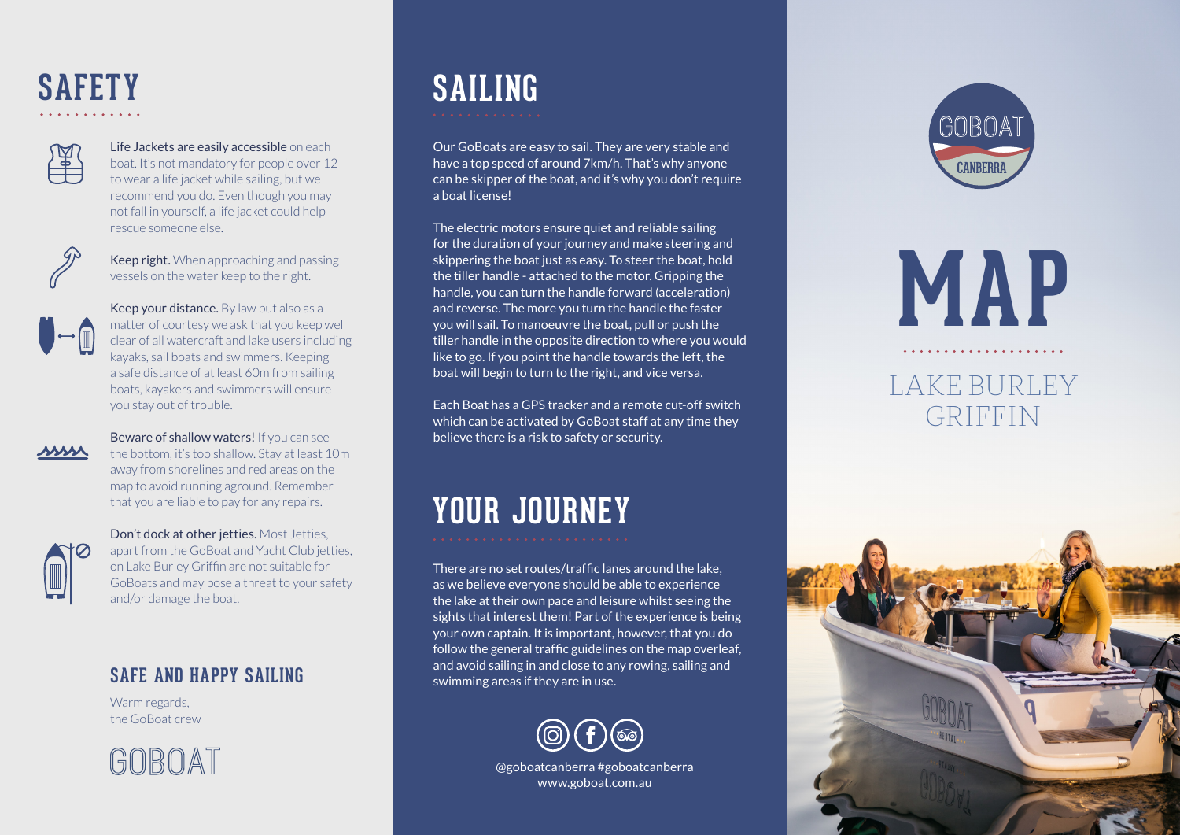# SAFETY

**Life Jackets are easily accessible** on each boat. It's not mandatory for people over 12 to wear a life jacket while sailing, but we recommend you do. Even though you may not fall in yourself, a life jacket could help rescue someone else.

**Keep right.** When approaching and passing vessels on the water keep to the right.

**Keep your distance.** By law but also as a matter of courtesy we ask that you keep well clear of all watercraft and lake users including kayaks, sail boats and swimmers. Keeping a safe distance of at least 60m from sailing boats, kayakers and swimmers will ensure you stay out of trouble.

**Beware of shallow waters!** If you can see the bottom, it's too shallow. Stay at least 10m away from shorelines and red areas on the map to avoid running aground. Remember that you are liable to pay for any repairs.

**Don't dock at other jetties.** Most Jetties, apart from the GoBoat and Yacht Club jetties, on Lake Burley Griffin are not suitable for GoBoats and may pose a threat to your safety and/or damage the boat.

## SAFE AND HAPPY SAILING

Warm regards,
the GoBoat crew

GOBOAT

# SAILING

Our GoBoats are easy to sail. They are very stable and have a top speed of around 7km/h. That's why anyone can be skipper of the boat, and it's why you don't require a boat license!

The electric motors ensure quiet and reliable sailing for the duration of your journey and make steering and skippering the boat just as easy. To steer the boat, hold the tiller handle - attached to the motor. Gripping the handle, you can turn the handle forward (acceleration) and reverse. The more you turn the handle the faster you will sail. To manoeuvre the boat, pull or push the tiller handle in the opposite direction to where you would like to go. If you point the handle towards the left, the boat will begin to turn to the right, and vice versa.

Each Boat has a GPS tracker and a remote cut-off switch which can be activated by GoBoat staff at any time they believe there is a risk to safety or security.

# YOUR JOURNEY

There are no set routes/traffic lanes around the lake, as we believe everyone should be able to experience the lake at their own pace and leisure whilst seeing the sights that interest them! Part of the experience is being your own captain. It is important, however, that you do follow the general traffic guidelines on the map overleaf, and avoid sailing in and close to any rowing, sailing and swimming areas if they are in use.

@goboatcanberra #goboatcanberra
www.goboat.com.au

GOBOAT CANBERRA

# MAP

LAKE BURLEY GRIFFIN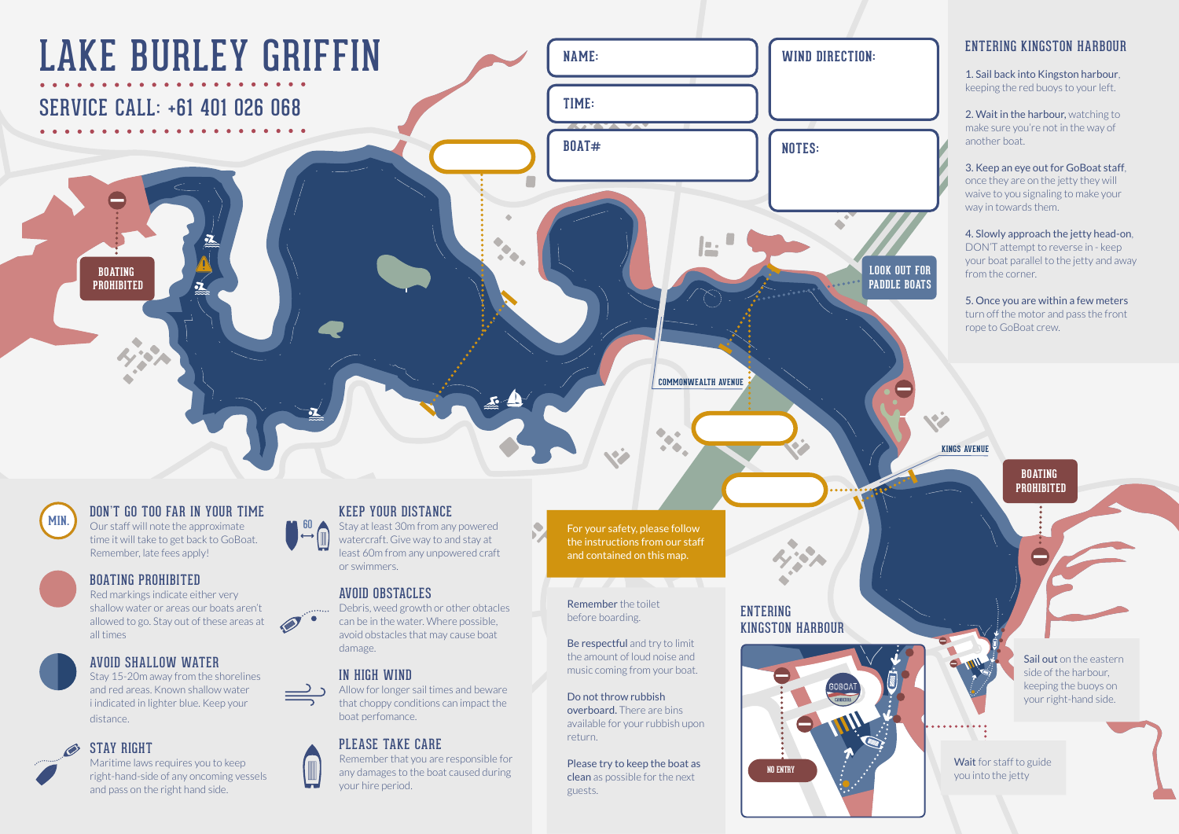# LAKE BURLEY GRIFFIN

## SERVICE CALL: +61 401 026 068

NAME:

TIME:

BOAT#

WIND DIRECTION:

NOTES:

BOATING PROHIBITED

LOOK OUT FOR PADDLE BOATS

COMMONWEALTH AVENUE

KINGS AVENUE

BOATING PROHIBITED

## ENTERING KINGSTON HARBOUR

1. **Sail back into Kingston harbour**, keeping the red buoys to your left.
2. **Wait in the harbour,** watching to make sure you're not in the way of another boat.
3. **Keep an eye out for GoBoat staff**, once they are on the jetty they will waive to you signaling to make your way in towards them.
4. **Slowly approach the jetty head-on**, DON'T attempt to reverse in - keep your boat parallel to the jetty and away from the corner.
5. **Once you are within a few meters** turn off the motor and pass the front rope to GoBoat crew.

### DON'T GO TOO FAR IN YOUR TIME

MIN.

Our staff will note the approximate time it will take to get back to GoBoat. Remember, late fees apply!

### BOATING PROHIBITED

Red markings indicate either very shallow water or areas our boats aren't allowed to go. Stay out of these areas at all times

### AVOID SHALLOW WATER

Stay 15-20m away from the shorelines and red areas. Known shallow water i indicated in lighter blue. Keep your distance.

### STAY RIGHT

Maritime laws requires you to keep right-hand-side of any oncoming vessels and pass on the right hand side.

### KEEP YOUR DISTANCE

60

Stay at least 30m from any powered watercraft. Give way to and stay at least 60m from any unpowered craft or swimmers.

### AVOID OBSTACLES

Debris, weed growth or other obtacles can be in the water. Where possible, avoid obstacles that may cause boat damage.

### IN HIGH WIND

Allow for longer sail times and beware that choppy conditions can impact the boat perfomance.

### PLEASE TAKE CARE

Remember that you are responsible for any damages to the boat caused during your hire period.

For your safety, please follow the instructions from our staff and contained on this map.

**Remember** the toilet before boarding.

**Be respectful** and try to limit the amount of loud noise and music coming from your boat.

**Do not throw rubbish overboard.** There are bins available for your rubbish upon return.

**Please try to keep the boat as clean** as possible for the next guests.

## ENTERING KINGSTON HARBOUR

GOBOAT CANBERRA

NO ENTRY

**Sail out** on the eastern side of the harbour, keeping the buoys on your right-hand side.

**Wait** for staff to guide you into the jetty